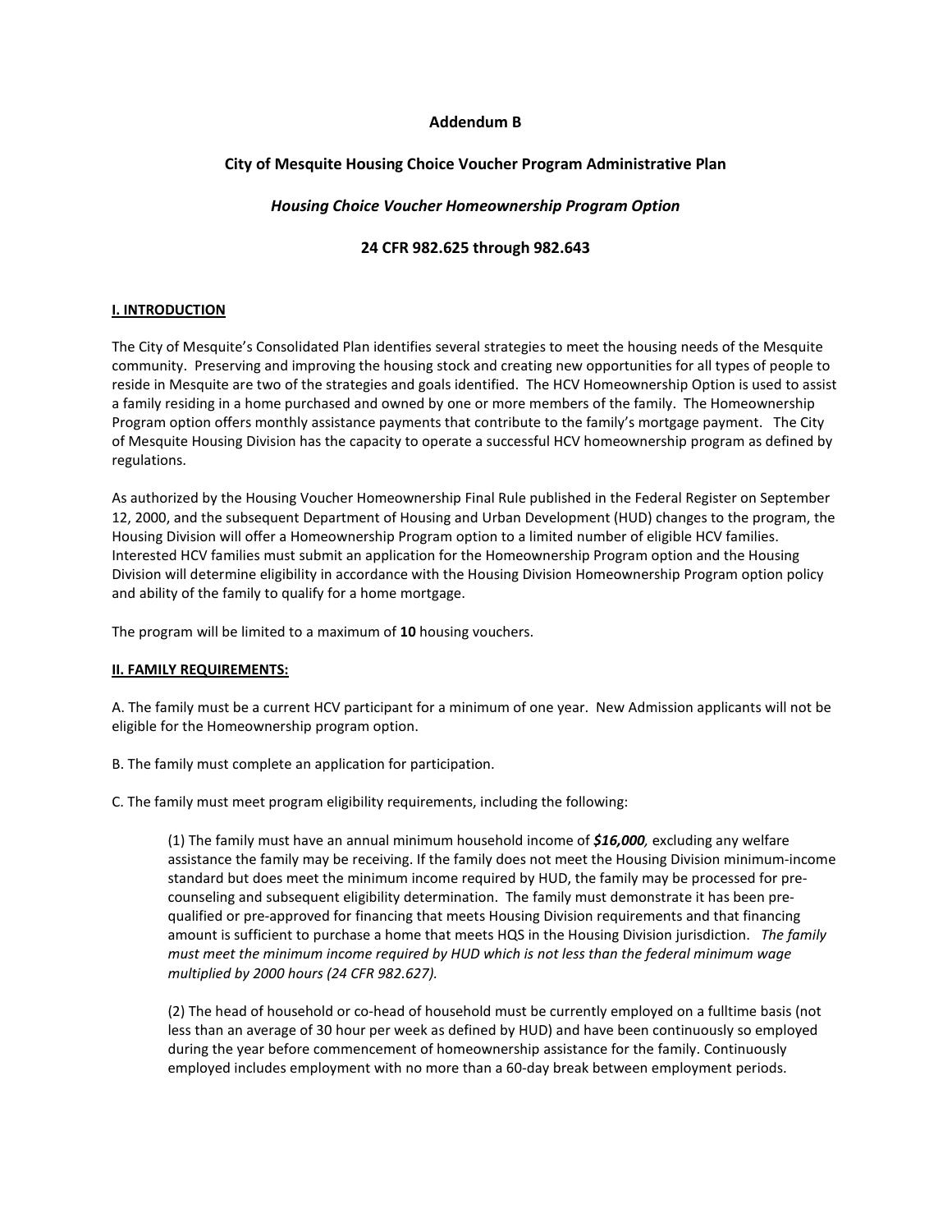# Addendum B

## City of Mesquite Housing Choice Voucher Program Administrative Plan

### *Housing Choice Voucher Homeownership Program Option*

### 24 CFR 982.625 through 982.643

**I. INTRODUCTION**

The City of Mesquite's Consolidated Plan identifies several strategies to meet the housing needs of the Mesquite community. Preserving and improving the housing stock and creating new opportunities for all types of people to reside in Mesquite are two of the strategies and goals identified. The HCV Homeownership Option is used to assist a family residing in a home purchased and owned by one or more members of the family. The Homeownership Program option offers monthly assistance payments that contribute to the family's mortgage payment. The City of Mesquite Housing Division has the capacity to operate a successful HCV homeownership program as defined by regulations.

As authorized by the Housing Voucher Homeownership Final Rule published in the Federal Register on September 12, 2000, and the subsequent Department of Housing and Urban Development (HUD) changes to the program, the Housing Division will offer a Homeownership Program option to a limited number of eligible HCV families. Interested HCV families must submit an application for the Homeownership Program option and the Housing Division will determine eligibility in accordance with the Housing Division Homeownership Program option policy and ability of the family to qualify for a home mortgage.

The program will be limited to a maximum of **10** housing vouchers.

**II. FAMILY REQUIREMENTS:**

A. The family must be a current HCV participant for a minimum of one year. New Admission applicants will not be eligible for the Homeownership program option.

B. The family must complete an application for participation.

C. The family must meet program eligibility requirements, including the following:

> (1) The family must have an annual minimum household income of ***$16,000**,* excluding any welfare assistance the family may be receiving. If the family does not meet the Housing Division minimum-income standard but does meet the minimum income required by HUD, the family may be processed for pre-counseling and subsequent eligibility determination. The family must demonstrate it has been pre-qualified or pre-approved for financing that meets Housing Division requirements and that financing amount is sufficient to purchase a home that meets HQS in the Housing Division jurisdiction. *The family must meet the minimum income required by HUD which is not less than the federal minimum wage multiplied by 2000 hours (24 CFR 982.627).*
>
> (2) The head of household or co-head of household must be currently employed on a fulltime basis (not less than an average of 30 hour per week as defined by HUD) and have been continuously so employed during the year before commencement of homeownership assistance for the family. Continuously employed includes employment with no more than a 60-day break between employment periods.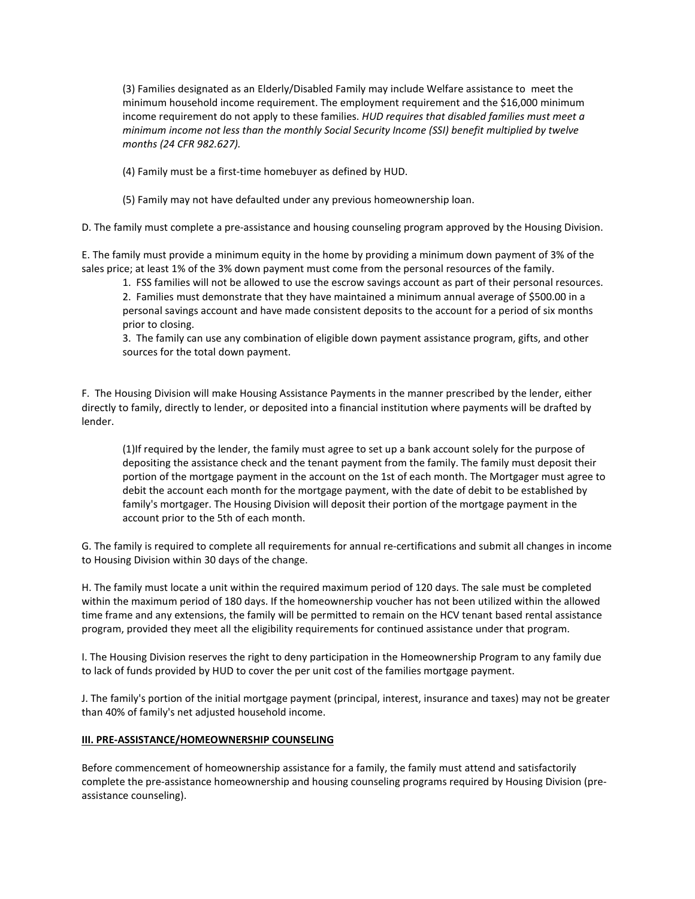(3) Families designated as an Elderly/Disabled Family may include Welfare assistance to meet the minimum household income requirement. The employment requirement and the $16,000 minimum income requirement do not apply to these families. *HUD requires that disabled families must meet a minimum income not less than the monthly Social Security Income (SSI) benefit multiplied by twelve months (24 CFR 982.627).*

(4) Family must be a first-time homebuyer as defined by HUD.

(5) Family may not have defaulted under any previous homeownership loan.

D. The family must complete a pre-assistance and housing counseling program approved by the Housing Division.

E. The family must provide a minimum equity in the home by providing a minimum down payment of 3% of the sales price; at least 1% of the 3% down payment must come from the personal resources of the family.

1. FSS families will not be allowed to use the escrow savings account as part of their personal resources.
2. Families must demonstrate that they have maintained a minimum annual average of $500.00 in a personal savings account and have made consistent deposits to the account for a period of six months prior to closing.
3. The family can use any combination of eligible down payment assistance program, gifts, and other sources for the total down payment.

F. The Housing Division will make Housing Assistance Payments in the manner prescribed by the lender, either directly to family, directly to lender, or deposited into a financial institution where payments will be drafted by lender.

(1)If required by the lender, the family must agree to set up a bank account solely for the purpose of depositing the assistance check and the tenant payment from the family. The family must deposit their portion of the mortgage payment in the account on the 1st of each month. The Mortgager must agree to debit the account each month for the mortgage payment, with the date of debit to be established by family's mortgager. The Housing Division will deposit their portion of the mortgage payment in the account prior to the 5th of each month.

G. The family is required to complete all requirements for annual re-certifications and submit all changes in income to Housing Division within 30 days of the change.

H. The family must locate a unit within the required maximum period of 120 days. The sale must be completed within the maximum period of 180 days. If the homeownership voucher has not been utilized within the allowed time frame and any extensions, the family will be permitted to remain on the HCV tenant based rental assistance program, provided they meet all the eligibility requirements for continued assistance under that program.

I. The Housing Division reserves the right to deny participation in the Homeownership Program to any family due to lack of funds provided by HUD to cover the per unit cost of the families mortgage payment.

J. The family's portion of the initial mortgage payment (principal, interest, insurance and taxes) may not be greater than 40% of family's net adjusted household income.

**III. PRE-ASSISTANCE/HOMEOWNERSHIP COUNSELING**

Before commencement of homeownership assistance for a family, the family must attend and satisfactorily complete the pre-assistance homeownership and housing counseling programs required by Housing Division (pre-assistance counseling).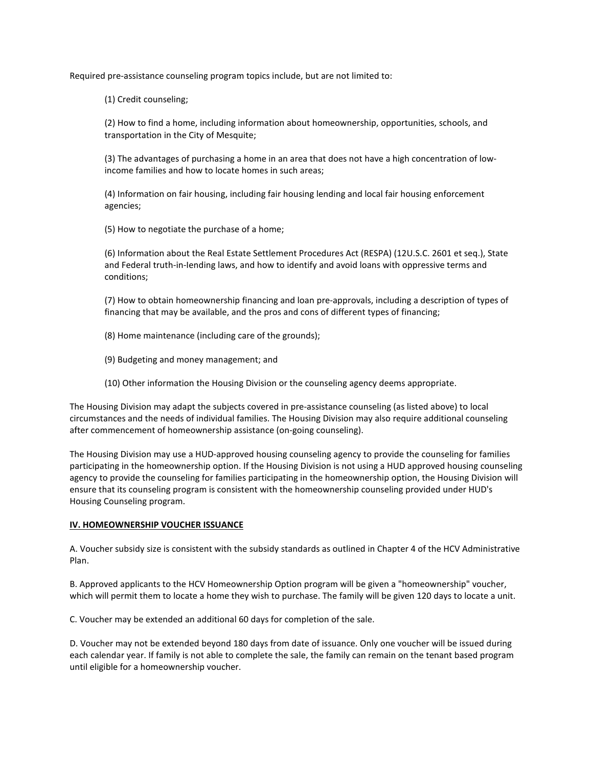Required pre-assistance counseling program topics include, but are not limited to:

(1) Credit counseling;

(2) How to find a home, including information about homeownership, opportunities, schools, and transportation in the City of Mesquite;

(3) The advantages of purchasing a home in an area that does not have a high concentration of low-income families and how to locate homes in such areas;

(4) Information on fair housing, including fair housing lending and local fair housing enforcement agencies;

(5) How to negotiate the purchase of a home;

(6) Information about the Real Estate Settlement Procedures Act (RESPA) (12U.S.C. 2601 et seq.), State and Federal truth-in-Iending laws, and how to identify and avoid loans with oppressive terms and conditions;

(7) How to obtain homeownership financing and loan pre-approvals, including a description of types of financing that may be available, and the pros and cons of different types of financing;

(8) Home maintenance (including care of the grounds);

(9) Budgeting and money management; and

(10) Other information the Housing Division or the counseling agency deems appropriate.

The Housing Division may adapt the subjects covered in pre-assistance counseling (as listed above) to local circumstances and the needs of individual families. The Housing Division may also require additional counseling after commencement of homeownership assistance (on-going counseling).

The Housing Division may use a HUD-approved housing counseling agency to provide the counseling for families participating in the homeownership option. If the Housing Division is not using a HUD approved housing counseling agency to provide the counseling for families participating in the homeownership option, the Housing Division will ensure that its counseling program is consistent with the homeownership counseling provided under HUD's Housing Counseling program.

## IV. HOMEOWNERSHIP VOUCHER ISSUANCE

A. Voucher subsidy size is consistent with the subsidy standards as outlined in Chapter 4 of the HCV Administrative Plan.

B. Approved applicants to the HCV Homeownership Option program will be given a "homeownership" voucher, which will permit them to locate a home they wish to purchase. The family will be given 120 days to locate a unit.

C. Voucher may be extended an additional 60 days for completion of the sale.

D. Voucher may not be extended beyond 180 days from date of issuance. Only one voucher will be issued during each calendar year. If family is not able to complete the sale, the family can remain on the tenant based program until eligible for a homeownership voucher.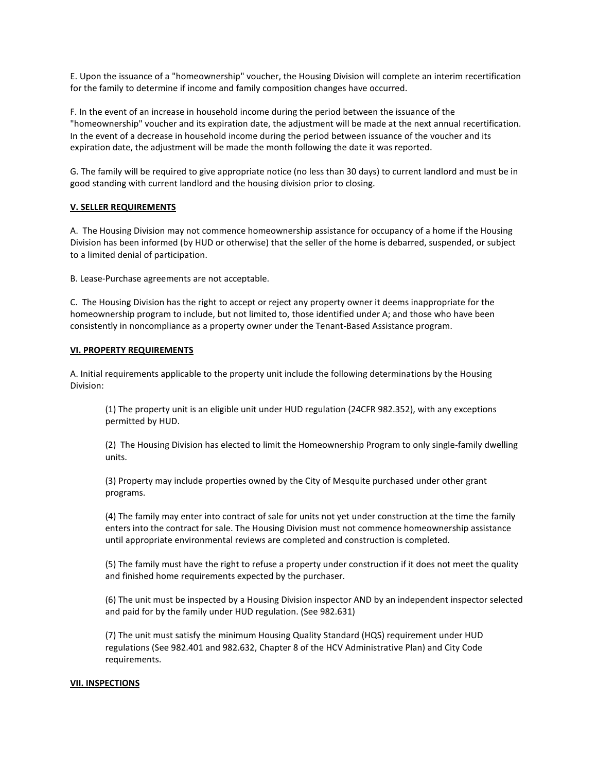E. Upon the issuance of a "homeownership" voucher, the Housing Division will complete an interim recertification for the family to determine if income and family composition changes have occurred.

F. In the event of an increase in household income during the period between the issuance of the "homeownership" voucher and its expiration date, the adjustment will be made at the next annual recertification. In the event of a decrease in household income during the period between issuance of the voucher and its expiration date, the adjustment will be made the month following the date it was reported.

G. The family will be required to give appropriate notice (no less than 30 days) to current landlord and must be in good standing with current landlord and the housing division prior to closing.

## V. SELLER REQUIREMENTS

A. The Housing Division may not commence homeownership assistance for occupancy of a home if the Housing Division has been informed (by HUD or otherwise) that the seller of the home is debarred, suspended, or subject to a limited denial of participation.

B. Lease-Purchase agreements are not acceptable.

C. The Housing Division has the right to accept or reject any property owner it deems inappropriate for the homeownership program to include, but not limited to, those identified under A; and those who have been consistently in noncompliance as a property owner under the Tenant-Based Assistance program.

## VI. PROPERTY REQUIREMENTS

A. Initial requirements applicable to the property unit include the following determinations by the Housing Division:

(1) The property unit is an eligible unit under HUD regulation (24CFR 982.352), with any exceptions permitted by HUD.

(2) The Housing Division has elected to limit the Homeownership Program to only single-family dwelling units.

(3) Property may include properties owned by the City of Mesquite purchased under other grant programs.

(4) The family may enter into contract of sale for units not yet under construction at the time the family enters into the contract for sale. The Housing Division must not commence homeownership assistance until appropriate environmental reviews are completed and construction is completed.

(5) The family must have the right to refuse a property under construction if it does not meet the quality and finished home requirements expected by the purchaser.

(6) The unit must be inspected by a Housing Division inspector AND by an independent inspector selected and paid for by the family under HUD regulation. (See 982.631)

(7) The unit must satisfy the minimum Housing Quality Standard (HQS) requirement under HUD regulations (See 982.401 and 982.632, Chapter 8 of the HCV Administrative Plan) and City Code requirements.

## VII. INSPECTIONS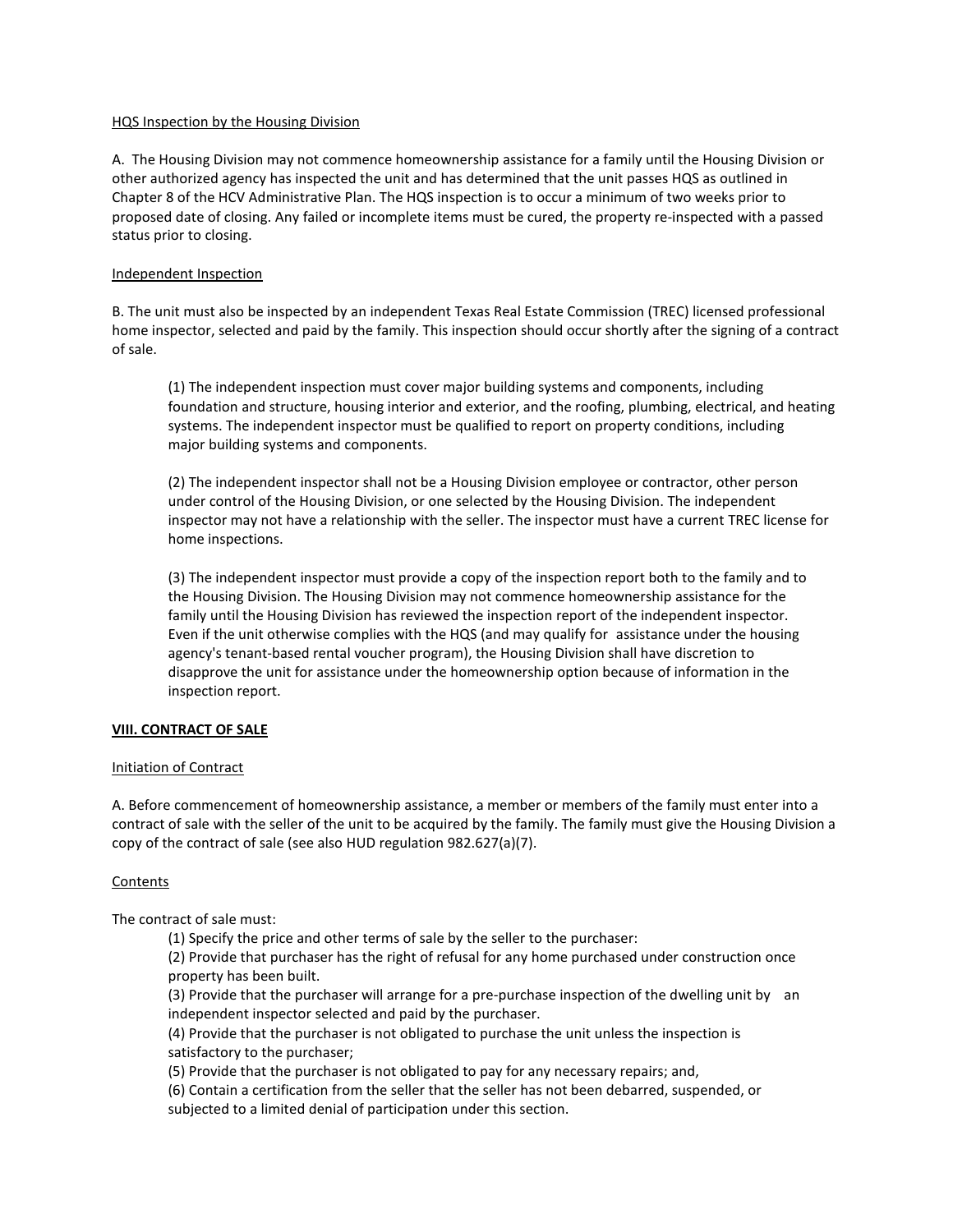HQS Inspection by the Housing Division

A. The Housing Division may not commence homeownership assistance for a family until the Housing Division or other authorized agency has inspected the unit and has determined that the unit passes HQS as outlined in Chapter 8 of the HCV Administrative Plan. The HQS inspection is to occur a minimum of two weeks prior to proposed date of closing. Any failed or incomplete items must be cured, the property re-inspected with a passed status prior to closing.

Independent Inspection

B. The unit must also be inspected by an independent Texas Real Estate Commission (TREC) licensed professional home inspector, selected and paid by the family. This inspection should occur shortly after the signing of a contract of sale.

> (1) The independent inspection must cover major building systems and components, including foundation and structure, housing interior and exterior, and the roofing, plumbing, electrical, and heating systems. The independent inspector must be qualified to report on property conditions, including major building systems and components.
>
> (2) The independent inspector shall not be a Housing Division employee or contractor, other person under control of the Housing Division, or one selected by the Housing Division. The independent inspector may not have a relationship with the seller. The inspector must have a current TREC license for home inspections.
>
> (3) The independent inspector must provide a copy of the inspection report both to the family and to the Housing Division. The Housing Division may not commence homeownership assistance for the family until the Housing Division has reviewed the inspection report of the independent inspector. Even if the unit otherwise complies with the HQS (and may qualify for assistance under the housing agency's tenant-based rental voucher program), the Housing Division shall have discretion to disapprove the unit for assistance under the homeownership option because of information in the inspection report.

## VIII. CONTRACT OF SALE

Initiation of Contract

A. Before commencement of homeownership assistance, a member or members of the family must enter into a contract of sale with the seller of the unit to be acquired by the family. The family must give the Housing Division a copy of the contract of sale (see also HUD regulation 982.627(a)(7).

Contents

The contract of sale must:

> (1) Specify the price and other terms of sale by the seller to the purchaser:
> (2) Provide that purchaser has the right of refusal for any home purchased under construction once property has been built.
> (3) Provide that the purchaser will arrange for a pre-purchase inspection of the dwelling unit by an independent inspector selected and paid by the purchaser.
> (4) Provide that the purchaser is not obligated to purchase the unit unless the inspection is satisfactory to the purchaser;
> (5) Provide that the purchaser is not obligated to pay for any necessary repairs; and,
> (6) Contain a certification from the seller that the seller has not been debarred, suspended, or subjected to a limited denial of participation under this section.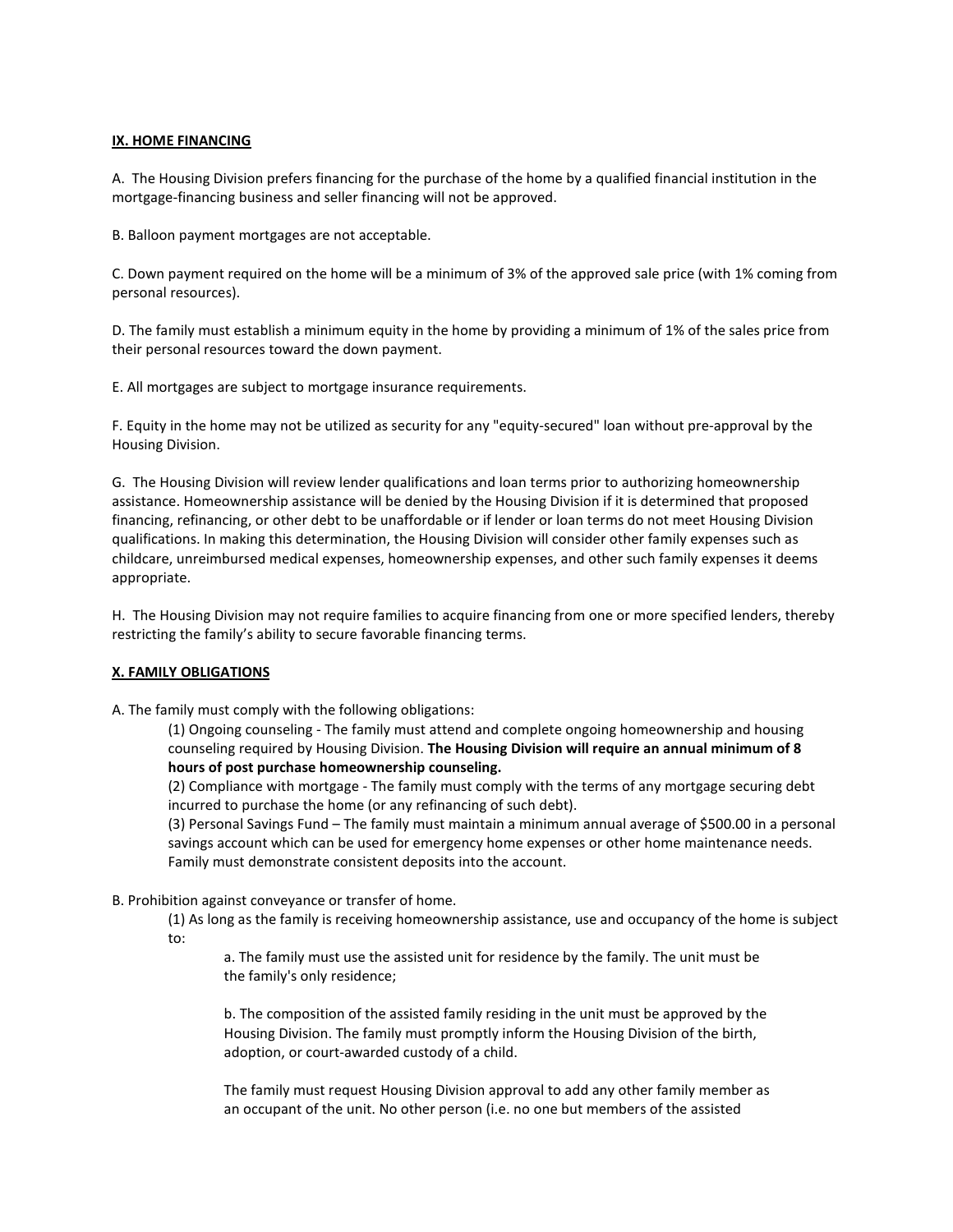## IX. HOME FINANCING

A. The Housing Division prefers financing for the purchase of the home by a qualified financial institution in the mortgage-financing business and seller financing will not be approved.

B. Balloon payment mortgages are not acceptable.

C. Down payment required on the home will be a minimum of 3% of the approved sale price (with 1% coming from personal resources).

D. The family must establish a minimum equity in the home by providing a minimum of 1% of the sales price from their personal resources toward the down payment.

E. All mortgages are subject to mortgage insurance requirements.

F. Equity in the home may not be utilized as security for any "equity-secured" loan without pre-approval by the Housing Division.

G. The Housing Division will review lender qualifications and loan terms prior to authorizing homeownership assistance. Homeownership assistance will be denied by the Housing Division if it is determined that proposed financing, refinancing, or other debt to be unaffordable or if lender or loan terms do not meet Housing Division qualifications. In making this determination, the Housing Division will consider other family expenses such as childcare, unreimbursed medical expenses, homeownership expenses, and other such family expenses it deems appropriate.

H. The Housing Division may not require families to acquire financing from one or more specified lenders, thereby restricting the family's ability to secure favorable financing terms.

## X. FAMILY OBLIGATIONS

A. The family must comply with the following obligations:

> (1) Ongoing counseling - The family must attend and complete ongoing homeownership and housing counseling required by Housing Division. **The Housing Division will require an annual minimum of 8 hours of post purchase homeownership counseling.**
>
> (2) Compliance with mortgage - The family must comply with the terms of any mortgage securing debt incurred to purchase the home (or any refinancing of such debt).
>
> (3) Personal Savings Fund – The family must maintain a minimum annual average of $500.00 in a personal savings account which can be used for emergency home expenses or other home maintenance needs. Family must demonstrate consistent deposits into the account.

B. Prohibition against conveyance or transfer of home.

> (1) As long as the family is receiving homeownership assistance, use and occupancy of the home is subject to:
>
> > a. The family must use the assisted unit for residence by the family. The unit must be the family's only residence;
> >
> > b. The composition of the assisted family residing in the unit must be approved by the Housing Division. The family must promptly inform the Housing Division of the birth, adoption, or court-awarded custody of a child.
> >
> > The family must request Housing Division approval to add any other family member as an occupant of the unit. No other person (i.e. no one but members of the assisted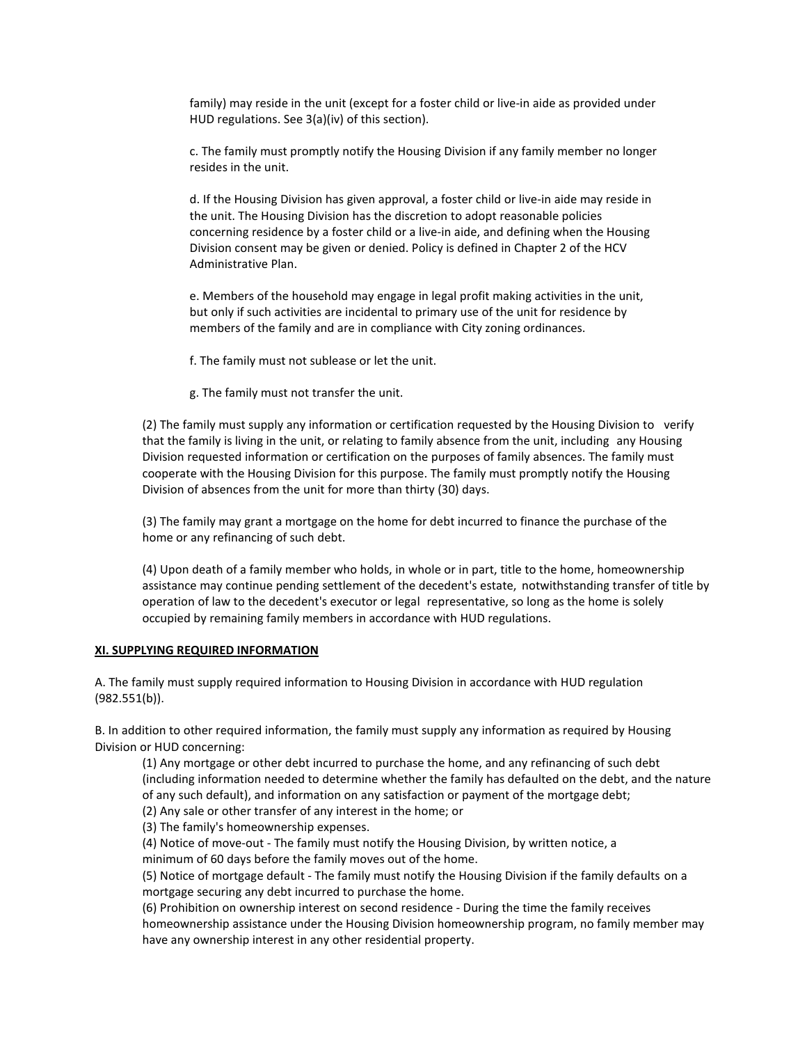family) may reside in the unit (except for a foster child or live-in aide as provided under HUD regulations. See 3(a)(iv) of this section).

c. The family must promptly notify the Housing Division if any family member no longer resides in the unit.

d. If the Housing Division has given approval, a foster child or live-in aide may reside in the unit. The Housing Division has the discretion to adopt reasonable policies concerning residence by a foster child or a live-in aide, and defining when the Housing Division consent may be given or denied. Policy is defined in Chapter 2 of the HCV Administrative Plan.

e. Members of the household may engage in legal profit making activities in the unit, but only if such activities are incidental to primary use of the unit for residence by members of the family and are in compliance with City zoning ordinances.

f. The family must not sublease or let the unit.

g. The family must not transfer the unit.

(2) The family must supply any information or certification requested by the Housing Division to verify that the family is living in the unit, or relating to family absence from the unit, including any Housing Division requested information or certification on the purposes of family absences. The family must cooperate with the Housing Division for this purpose. The family must promptly notify the Housing Division of absences from the unit for more than thirty (30) days.

(3) The family may grant a mortgage on the home for debt incurred to finance the purchase of the home or any refinancing of such debt.

(4) Upon death of a family member who holds, in whole or in part, title to the home, homeownership assistance may continue pending settlement of the decedent's estate, notwithstanding transfer of title by operation of law to the decedent's executor or legal representative, so long as the home is solely occupied by remaining family members in accordance with HUD regulations.

**XI. SUPPLYING REQUIRED INFORMATION**

A. The family must supply required information to Housing Division in accordance with HUD regulation (982.551(b)).

B. In addition to other required information, the family must supply any information as required by Housing Division or HUD concerning:

(1) Any mortgage or other debt incurred to purchase the home, and any refinancing of such debt (including information needed to determine whether the family has defaulted on the debt, and the nature of any such default), and information on any satisfaction or payment of the mortgage debt;

(2) Any sale or other transfer of any interest in the home; or

(3) The family's homeownership expenses.

(4) Notice of move-out - The family must notify the Housing Division, by written notice, a minimum of 60 days before the family moves out of the home.

(5) Notice of mortgage default - The family must notify the Housing Division if the family defaults on a mortgage securing any debt incurred to purchase the home.

(6) Prohibition on ownership interest on second residence - During the time the family receives homeownership assistance under the Housing Division homeownership program, no family member may have any ownership interest in any other residential property.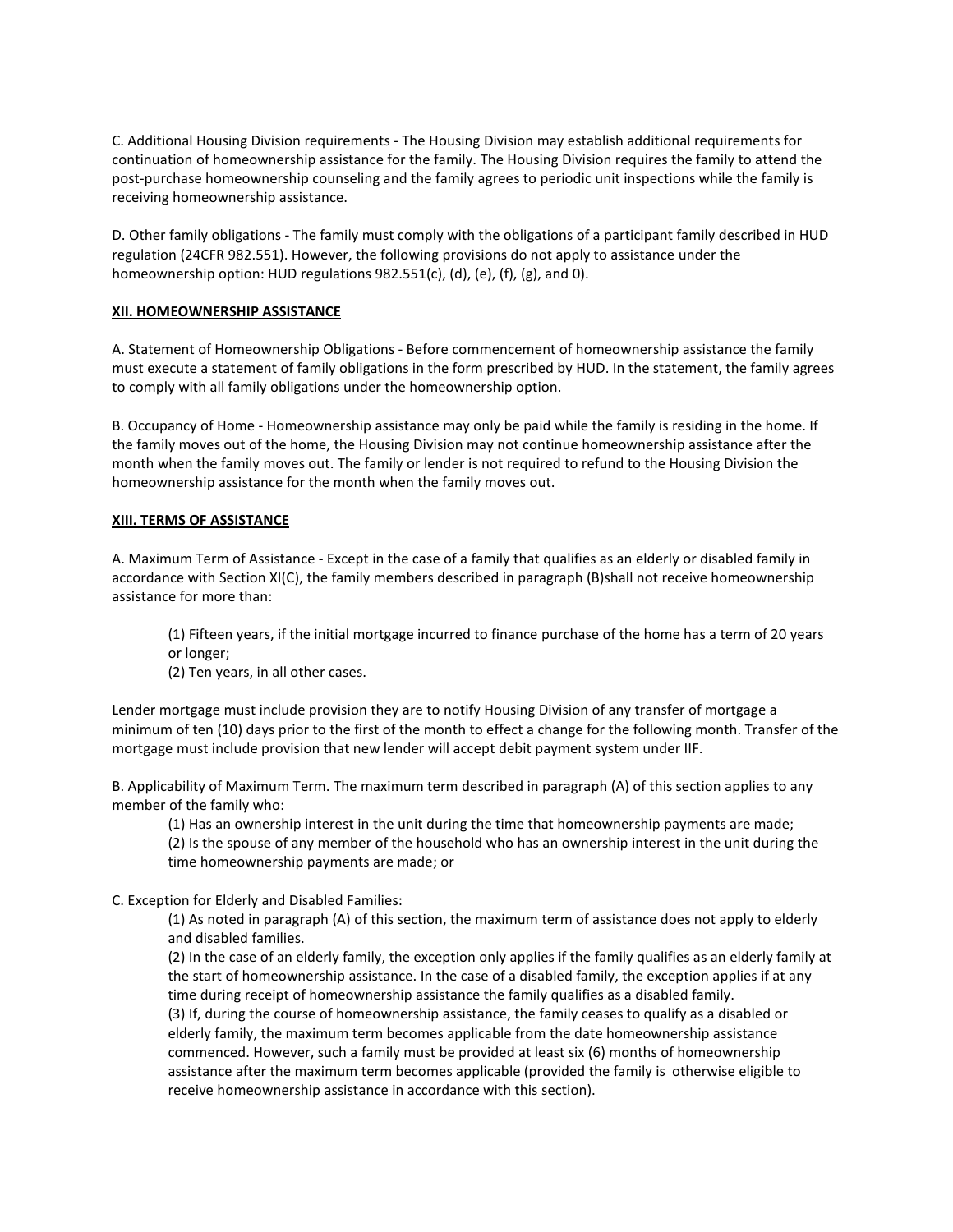C. Additional Housing Division requirements - The Housing Division may establish additional requirements for continuation of homeownership assistance for the family. The Housing Division requires the family to attend the post-purchase homeownership counseling and the family agrees to periodic unit inspections while the family is receiving homeownership assistance.

D. Other family obligations - The family must comply with the obligations of a participant family described in HUD regulation (24CFR 982.551). However, the following provisions do not apply to assistance under the homeownership option: HUD regulations 982.551(c), (d), (e), (f), (g), and 0).

**XII. HOMEOWNERSHIP ASSISTANCE**

A. Statement of Homeownership Obligations - Before commencement of homeownership assistance the family must execute a statement of family obligations in the form prescribed by HUD. In the statement, the family agrees to comply with all family obligations under the homeownership option.

B. Occupancy of Home - Homeownership assistance may only be paid while the family is residing in the home. If the family moves out of the home, the Housing Division may not continue homeownership assistance after the month when the family moves out. The family or lender is not required to refund to the Housing Division the homeownership assistance for the month when the family moves out.

**XIII. TERMS OF ASSISTANCE**

A. Maximum Term of Assistance - Except in the case of a family that qualifies as an elderly or disabled family in accordance with Section XI(C), the family members described in paragraph (B)shall not receive homeownership assistance for more than:

> (1) Fifteen years, if the initial mortgage incurred to finance purchase of the home has a term of 20 years or longer;
> (2) Ten years, in all other cases.

Lender mortgage must include provision they are to notify Housing Division of any transfer of mortgage a minimum of ten (10) days prior to the first of the month to effect a change for the following month. Transfer of the mortgage must include provision that new lender will accept debit payment system under IIF.

B. Applicability of Maximum Term. The maximum term described in paragraph (A) of this section applies to any member of the family who:

> (1) Has an ownership interest in the unit during the time that homeownership payments are made;
> (2) Is the spouse of any member of the household who has an ownership interest in the unit during the time homeownership payments are made; or

C. Exception for Elderly and Disabled Families:

> (1) As noted in paragraph (A) of this section, the maximum term of assistance does not apply to elderly and disabled families.
> (2) In the case of an elderly family, the exception only applies if the family qualifies as an elderly family at the start of homeownership assistance. In the case of a disabled family, the exception applies if at any time during receipt of homeownership assistance the family qualifies as a disabled family.
> (3) If, during the course of homeownership assistance, the family ceases to qualify as a disabled or elderly family, the maximum term becomes applicable from the date homeownership assistance commenced. However, such a family must be provided at least six (6) months of homeownership assistance after the maximum term becomes applicable (provided the family is otherwise eligible to receive homeownership assistance in accordance with this section).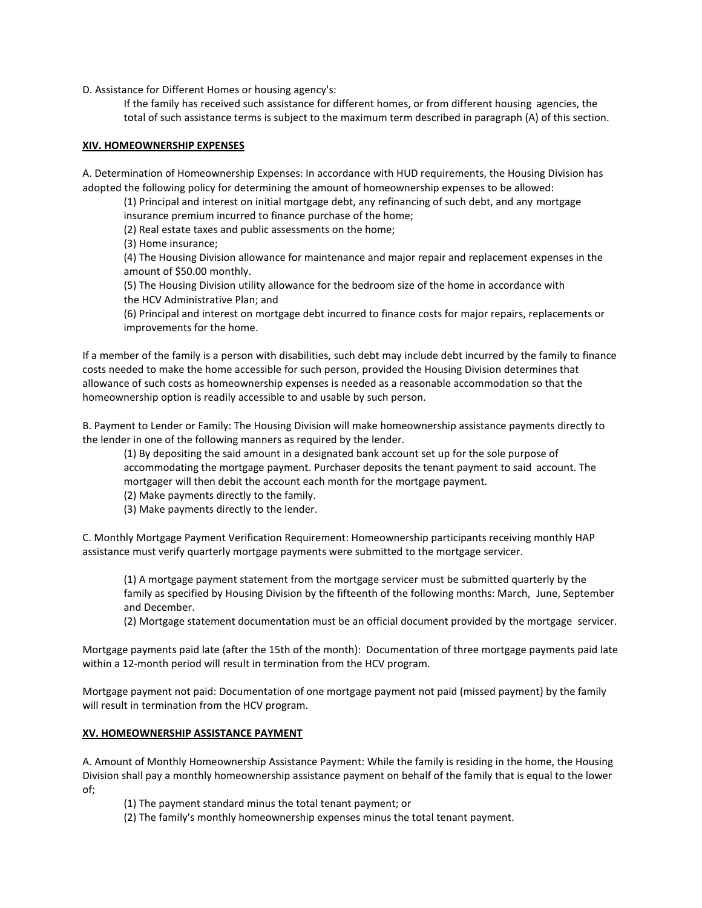D. Assistance for Different Homes or housing agency's:

If the family has received such assistance for different homes, or from different housing agencies, the total of such assistance terms is subject to the maximum term described in paragraph (A) of this section.

## XIV. HOMEOWNERSHIP EXPENSES

A. Determination of Homeownership Expenses: In accordance with HUD requirements, the Housing Division has adopted the following policy for determining the amount of homeownership expenses to be allowed:

(1) Principal and interest on initial mortgage debt, any refinancing of such debt, and any mortgage insurance premium incurred to finance purchase of the home;

(2) Real estate taxes and public assessments on the home;

(3) Home insurance;

(4) The Housing Division allowance for maintenance and major repair and replacement expenses in the amount of $50.00 monthly.

(5) The Housing Division utility allowance for the bedroom size of the home in accordance with the HCV Administrative Plan; and

(6) Principal and interest on mortgage debt incurred to finance costs for major repairs, replacements or improvements for the home.

If a member of the family is a person with disabilities, such debt may include debt incurred by the family to finance costs needed to make the home accessible for such person, provided the Housing Division determines that allowance of such costs as homeownership expenses is needed as a reasonable accommodation so that the homeownership option is readily accessible to and usable by such person.

B. Payment to Lender or Family: The Housing Division will make homeownership assistance payments directly to the lender in one of the following manners as required by the lender.

(1) By depositing the said amount in a designated bank account set up for the sole purpose of accommodating the mortgage payment. Purchaser deposits the tenant payment to said account. The mortgager will then debit the account each month for the mortgage payment.

(2) Make payments directly to the family.

(3) Make payments directly to the lender.

C. Monthly Mortgage Payment Verification Requirement: Homeownership participants receiving monthly HAP assistance must verify quarterly mortgage payments were submitted to the mortgage servicer.

(1) A mortgage payment statement from the mortgage servicer must be submitted quarterly by the family as specified by Housing Division by the fifteenth of the following months: March, June, September and December.

(2) Mortgage statement documentation must be an official document provided by the mortgage servicer.

Mortgage payments paid late (after the 15th of the month): Documentation of three mortgage payments paid late within a 12-month period will result in termination from the HCV program.

Mortgage payment not paid: Documentation of one mortgage payment not paid (missed payment) by the family will result in termination from the HCV program.

## XV. HOMEOWNERSHIP ASSISTANCE PAYMENT

A. Amount of Monthly Homeownership Assistance Payment: While the family is residing in the home, the Housing Division shall pay a monthly homeownership assistance payment on behalf of the family that is equal to the lower of;

(1) The payment standard minus the total tenant payment; or

(2) The family's monthly homeownership expenses minus the total tenant payment.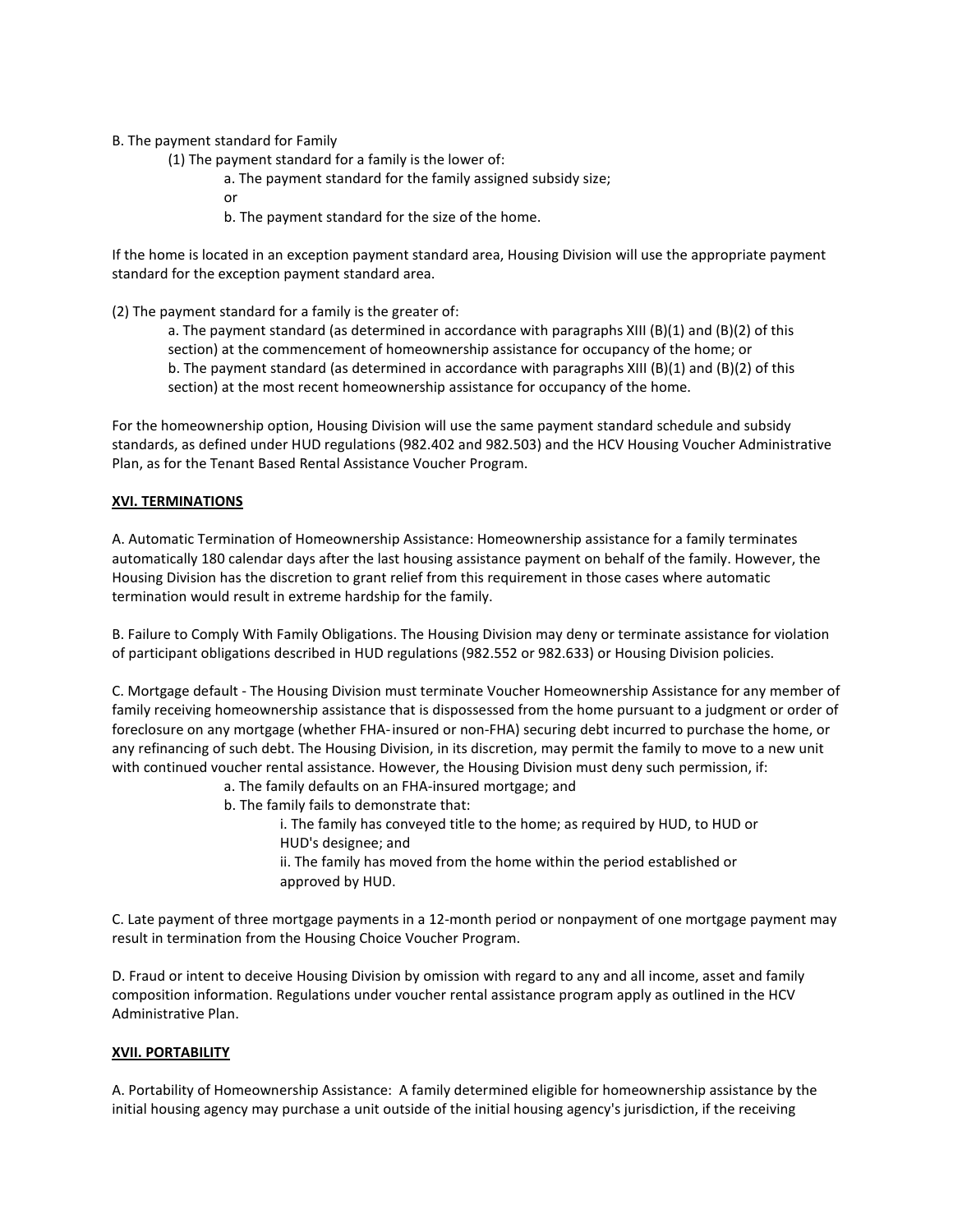B. The payment standard for Family

(1) The payment standard for a family is the lower of:

a. The payment standard for the family assigned subsidy size;

or

b. The payment standard for the size of the home.

If the home is located in an exception payment standard area, Housing Division will use the appropriate payment standard for the exception payment standard area.

(2) The payment standard for a family is the greater of:

a. The payment standard (as determined in accordance with paragraphs XIII (B)(1) and (B)(2) of this section) at the commencement of homeownership assistance for occupancy of the home; or

b. The payment standard (as determined in accordance with paragraphs XIII (B)(1) and (B)(2) of this section) at the most recent homeownership assistance for occupancy of the home.

For the homeownership option, Housing Division will use the same payment standard schedule and subsidy standards, as defined under HUD regulations (982.402 and 982.503) and the HCV Housing Voucher Administrative Plan, as for the Tenant Based Rental Assistance Voucher Program.

## XVI. TERMINATIONS

A. Automatic Termination of Homeownership Assistance: Homeownership assistance for a family terminates automatically 180 calendar days after the last housing assistance payment on behalf of the family. However, the Housing Division has the discretion to grant relief from this requirement in those cases where automatic termination would result in extreme hardship for the family.

B. Failure to Comply With Family Obligations. The Housing Division may deny or terminate assistance for violation of participant obligations described in HUD regulations (982.552 or 982.633) or Housing Division policies.

C. Mortgage default - The Housing Division must terminate Voucher Homeownership Assistance for any member of family receiving homeownership assistance that is dispossessed from the home pursuant to a judgment or order of foreclosure on any mortgage (whether FHA-insured or non-FHA) securing debt incurred to purchase the home, or any refinancing of such debt. The Housing Division, in its discretion, may permit the family to move to a new unit with continued voucher rental assistance. However, the Housing Division must deny such permission, if:

a. The family defaults on an FHA-insured mortgage; and

b. The family fails to demonstrate that:

i. The family has conveyed title to the home; as required by HUD, to HUD or HUD's designee; and

ii. The family has moved from the home within the period established or approved by HUD.

C. Late payment of three mortgage payments in a 12-month period or nonpayment of one mortgage payment may result in termination from the Housing Choice Voucher Program.

D. Fraud or intent to deceive Housing Division by omission with regard to any and all income, asset and family composition information. Regulations under voucher rental assistance program apply as outlined in the HCV Administrative Plan.

## XVII. PORTABILITY

A. Portability of Homeownership Assistance: A family determined eligible for homeownership assistance by the initial housing agency may purchase a unit outside of the initial housing agency's jurisdiction, if the receiving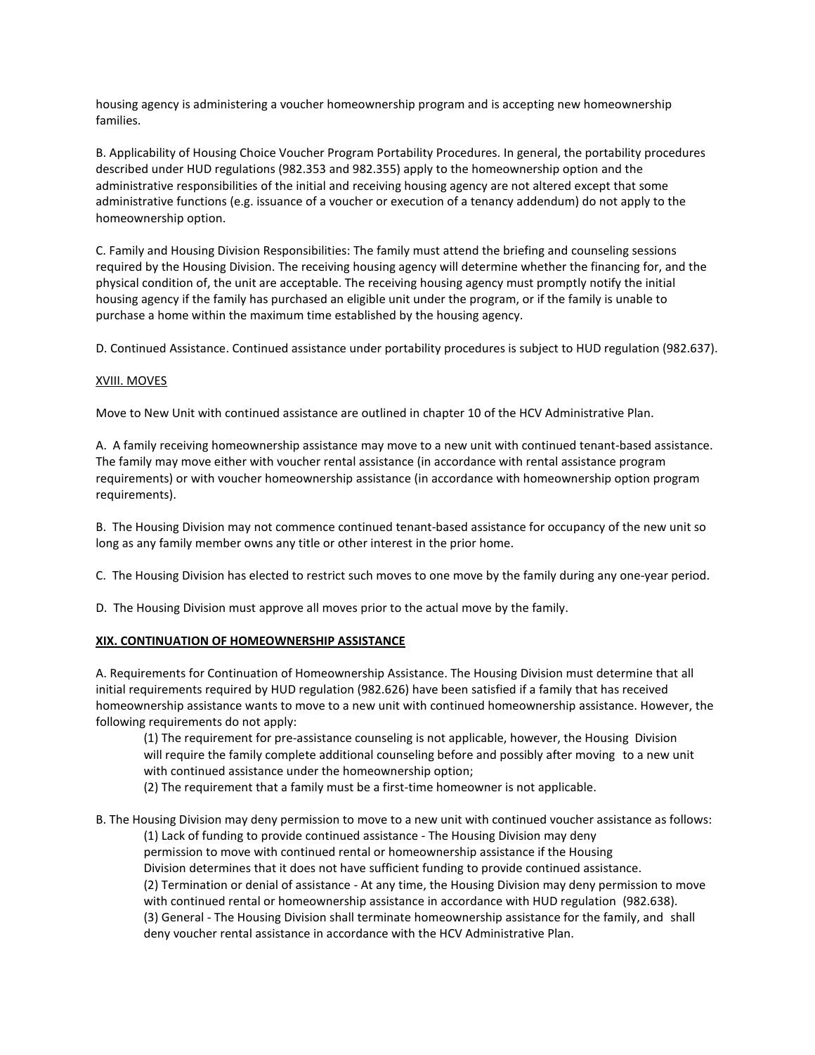housing agency is administering a voucher homeownership program and is accepting new homeownership families.

B. Applicability of Housing Choice Voucher Program Portability Procedures. In general, the portability procedures described under HUD regulations (982.353 and 982.355) apply to the homeownership option and the administrative responsibilities of the initial and receiving housing agency are not altered except that some administrative functions (e.g. issuance of a voucher or execution of a tenancy addendum) do not apply to the homeownership option.

C. Family and Housing Division Responsibilities: The family must attend the briefing and counseling sessions required by the Housing Division. The receiving housing agency will determine whether the financing for, and the physical condition of, the unit are acceptable. The receiving housing agency must promptly notify the initial housing agency if the family has purchased an eligible unit under the program, or if the family is unable to purchase a home within the maximum time established by the housing agency.

D. Continued Assistance. Continued assistance under portability procedures is subject to HUD regulation (982.637).

## XVIII. MOVES

Move to New Unit with continued assistance are outlined in chapter 10 of the HCV Administrative Plan.

A. A family receiving homeownership assistance may move to a new unit with continued tenant-based assistance. The family may move either with voucher rental assistance (in accordance with rental assistance program requirements) or with voucher homeownership assistance (in accordance with homeownership option program requirements).

B. The Housing Division may not commence continued tenant-based assistance for occupancy of the new unit so long as any family member owns any title or other interest in the prior home.

C. The Housing Division has elected to restrict such moves to one move by the family during any one-year period.

D. The Housing Division must approve all moves prior to the actual move by the family.

## XIX. CONTINUATION OF HOMEOWNERSHIP ASSISTANCE

A. Requirements for Continuation of Homeownership Assistance. The Housing Division must determine that all initial requirements required by HUD regulation (982.626) have been satisfied if a family that has received homeownership assistance wants to move to a new unit with continued homeownership assistance. However, the following requirements do not apply:

(1) The requirement for pre-assistance counseling is not applicable, however, the Housing Division will require the family complete additional counseling before and possibly after moving to a new unit with continued assistance under the homeownership option;

(2) The requirement that a family must be a first-time homeowner is not applicable.

B. The Housing Division may deny permission to move to a new unit with continued voucher assistance as follows:

(1) Lack of funding to provide continued assistance - The Housing Division may deny permission to move with continued rental or homeownership assistance if the Housing Division determines that it does not have sufficient funding to provide continued assistance.

(2) Termination or denial of assistance - At any time, the Housing Division may deny permission to move with continued rental or homeownership assistance in accordance with HUD regulation (982.638).

(3) General - The Housing Division shall terminate homeownership assistance for the family, and shall deny voucher rental assistance in accordance with the HCV Administrative Plan.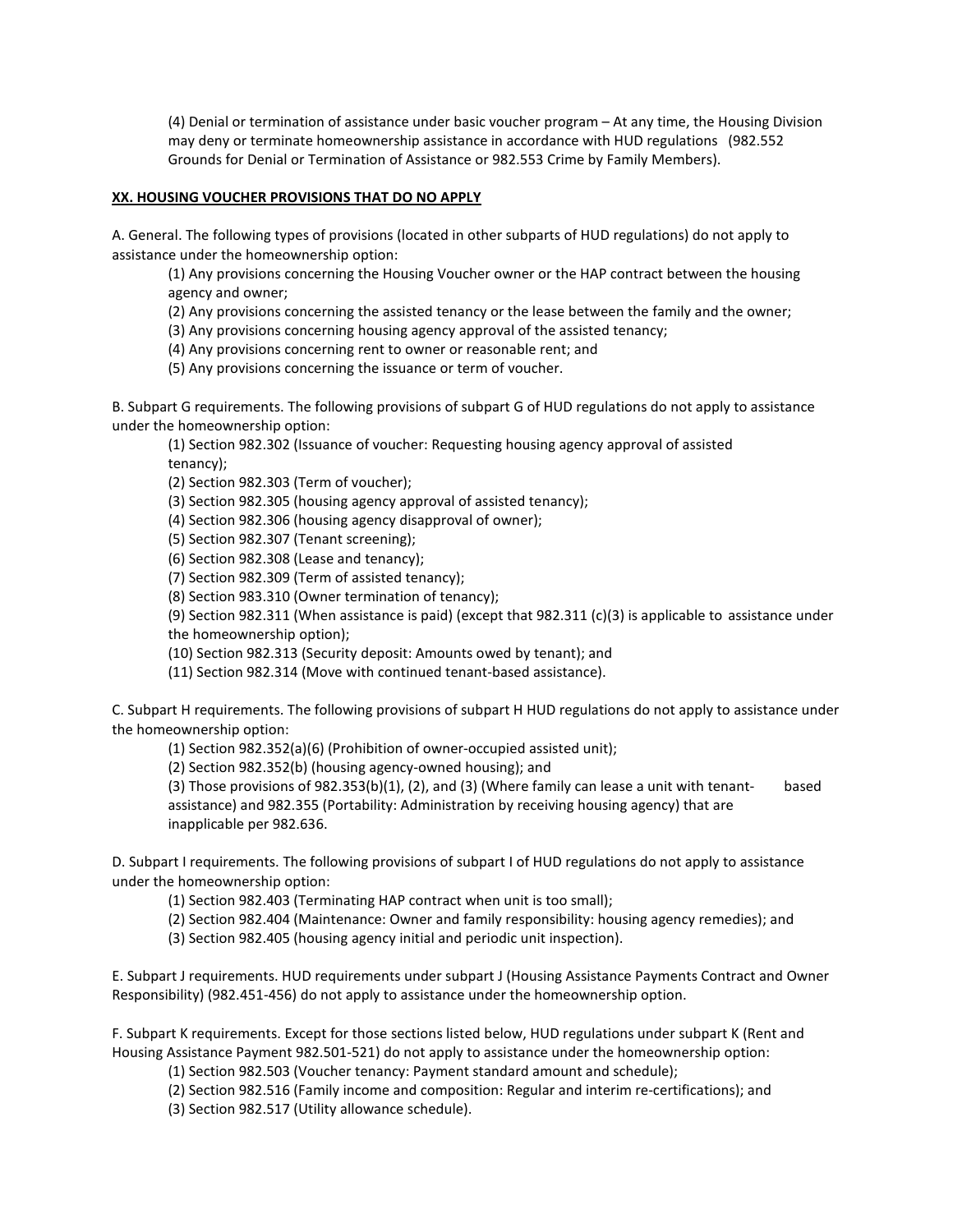(4) Denial or termination of assistance under basic voucher program – At any time, the Housing Division may deny or terminate homeownership assistance in accordance with HUD regulations (982.552 Grounds for Denial or Termination of Assistance or 982.553 Crime by Family Members).

**XX. HOUSING VOUCHER PROVISIONS THAT DO NO APPLY**

A. General. The following types of provisions (located in other subparts of HUD regulations) do not apply to assistance under the homeownership option:

(1) Any provisions concerning the Housing Voucher owner or the HAP contract between the housing agency and owner;
(2) Any provisions concerning the assisted tenancy or the lease between the family and the owner;
(3) Any provisions concerning housing agency approval of the assisted tenancy;
(4) Any provisions concerning rent to owner or reasonable rent; and
(5) Any provisions concerning the issuance or term of voucher.

B. Subpart G requirements. The following provisions of subpart G of HUD regulations do not apply to assistance under the homeownership option:

(1) Section 982.302 (Issuance of voucher: Requesting housing agency approval of assisted tenancy);
(2) Section 982.303 (Term of voucher);
(3) Section 982.305 (housing agency approval of assisted tenancy);
(4) Section 982.306 (housing agency disapproval of owner);
(5) Section 982.307 (Tenant screening);
(6) Section 982.308 (Lease and tenancy);
(7) Section 982.309 (Term of assisted tenancy);
(8) Section 983.310 (Owner termination of tenancy);
(9) Section 982.311 (When assistance is paid) (except that 982.311 (c)(3) is applicable to assistance under the homeownership option);
(10) Section 982.313 (Security deposit: Amounts owed by tenant); and
(11) Section 982.314 (Move with continued tenant-based assistance).

C. Subpart H requirements. The following provisions of subpart H HUD regulations do not apply to assistance under the homeownership option:

(1) Section 982.352(a)(6) (Prohibition of owner-occupied assisted unit);
(2) Section 982.352(b) (housing agency-owned housing); and
(3) Those provisions of 982.353(b)(1), (2), and (3) (Where family can lease a unit with tenant-based assistance) and 982.355 (Portability: Administration by receiving housing agency) that are inapplicable per 982.636.

D. Subpart I requirements. The following provisions of subpart I of HUD regulations do not apply to assistance under the homeownership option:

(1) Section 982.403 (Terminating HAP contract when unit is too small);
(2) Section 982.404 (Maintenance: Owner and family responsibility: housing agency remedies); and
(3) Section 982.405 (housing agency initial and periodic unit inspection).

E. Subpart J requirements. HUD requirements under subpart J (Housing Assistance Payments Contract and Owner Responsibility) (982.451-456) do not apply to assistance under the homeownership option.

F. Subpart K requirements. Except for those sections listed below, HUD regulations under subpart K (Rent and Housing Assistance Payment 982.501-521) do not apply to assistance under the homeownership option:

(1) Section 982.503 (Voucher tenancy: Payment standard amount and schedule);
(2) Section 982.516 (Family income and composition: Regular and interim re-certifications); and
(3) Section 982.517 (Utility allowance schedule).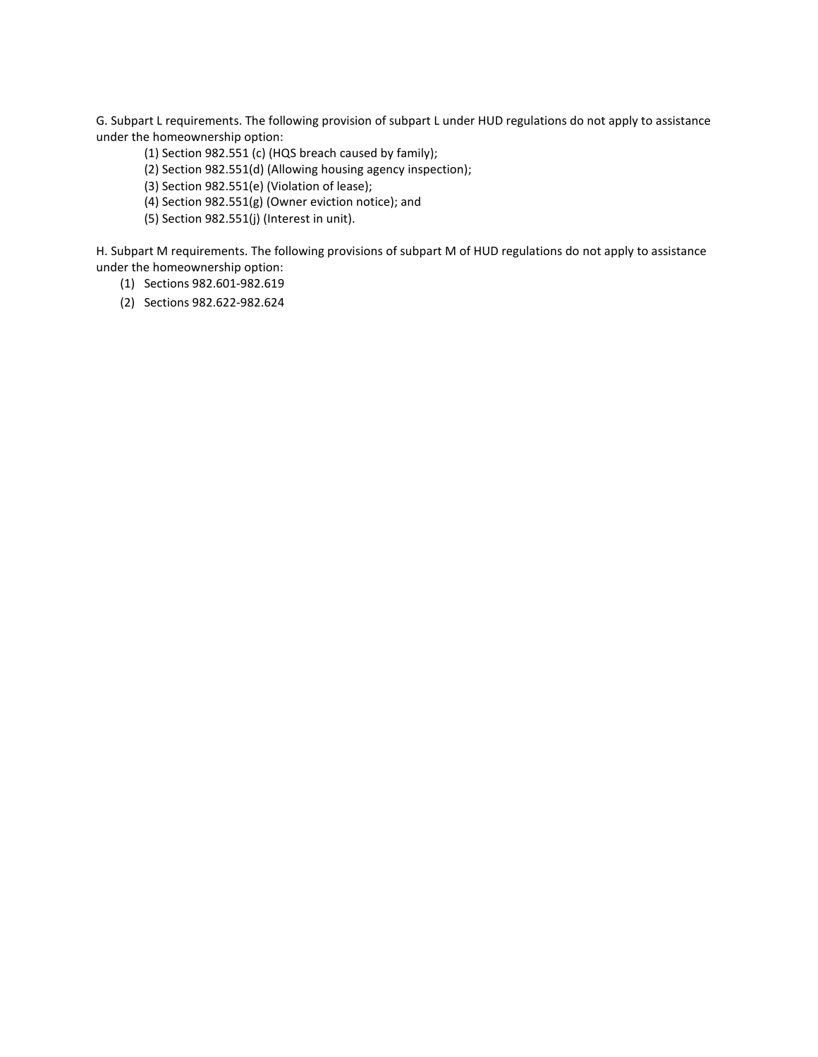G. Subpart L requirements. The following provision of subpart L under HUD regulations do not apply to assistance under the homeownership option:

(1) Section 982.551 (c) (HQS breach caused by family);
(2) Section 982.551(d) (Allowing housing agency inspection);
(3) Section 982.551(e) (Violation of lease);
(4) Section 982.551(g) (Owner eviction notice); and
(5) Section 982.551(j) (Interest in unit).

H. Subpart M requirements. The following provisions of subpart M of HUD regulations do not apply to assistance under the homeownership option:

(1) Sections 982.601-982.619
(2) Sections 982.622-982.624